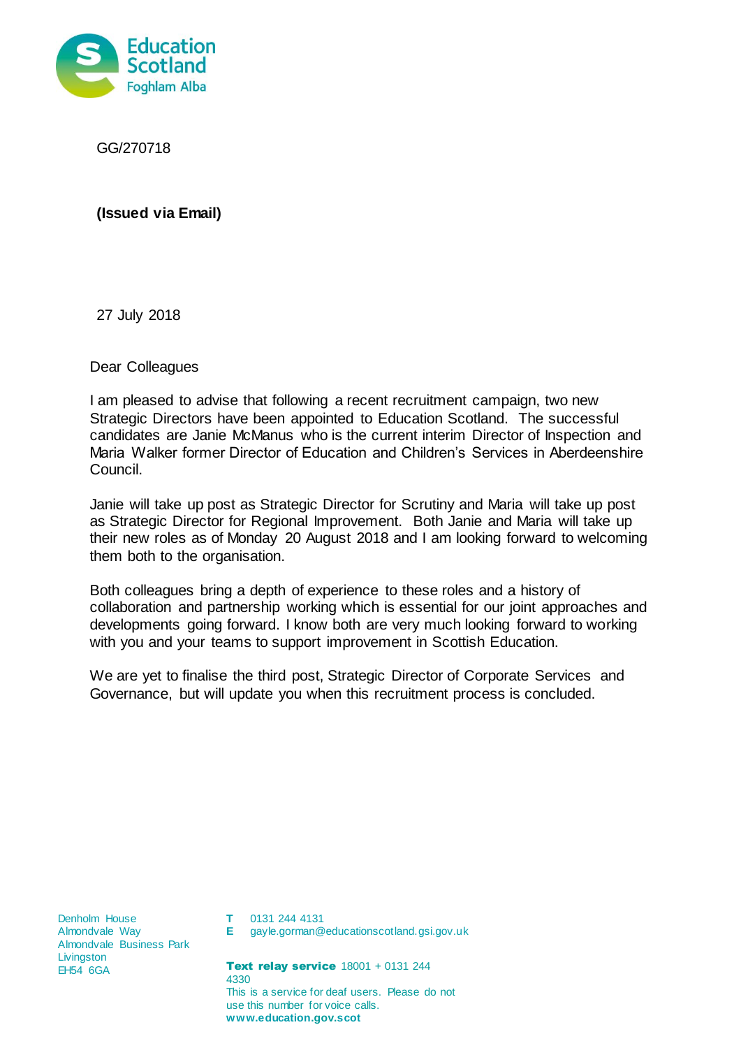Education Scotland
Foghlam Alba

GG/270718

**(Issued via Email)**

27 July 2018

Dear Colleagues

I am pleased to advise that following a recent recruitment campaign, two new Strategic Directors have been appointed to Education Scotland. The successful candidates are Janie McManus who is the current interim Director of Inspection and Maria Walker former Director of Education and Children's Services in Aberdeenshire Council.

Janie will take up post as Strategic Director for Scrutiny and Maria will take up post as Strategic Director for Regional Improvement. Both Janie and Maria will take up their new roles as of Monday 20 August 2018 and I am looking forward to welcoming them both to the organisation.

Both colleagues bring a depth of experience to these roles and a history of collaboration and partnership working which is essential for our joint approaches and developments going forward. I know both are very much looking forward to working with you and your teams to support improvement in Scottish Education.

We are yet to finalise the third post, Strategic Director of Corporate Services and Governance, but will update you when this recruitment process is concluded.

Denholm House
Almondvale Way
Almondvale Business Park
Livingston
EH54 6GA

**T** 0131 244 4131
**E** gayle.gorman@educationscotland.gsi.gov.uk

**Text relay service** 18001 + 0131 244 4330
This is a service for deaf users. Please do not use this number for voice calls.
**www.education.gov.scot**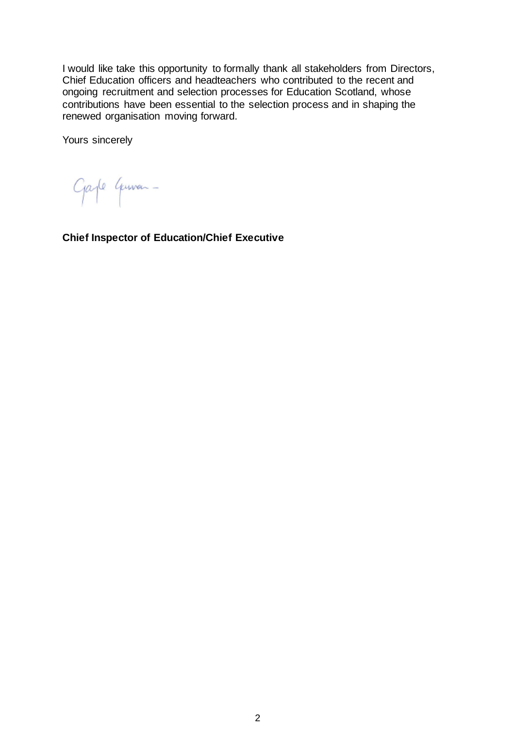I would like take this opportunity to formally thank all stakeholders from Directors, Chief Education officers and headteachers who contributed to the recent and ongoing recruitment and selection processes for Education Scotland, whose contributions have been essential to the selection process and in shaping the renewed organisation moving forward.

Yours sincerely

**Chief Inspector of Education/Chief Executive**